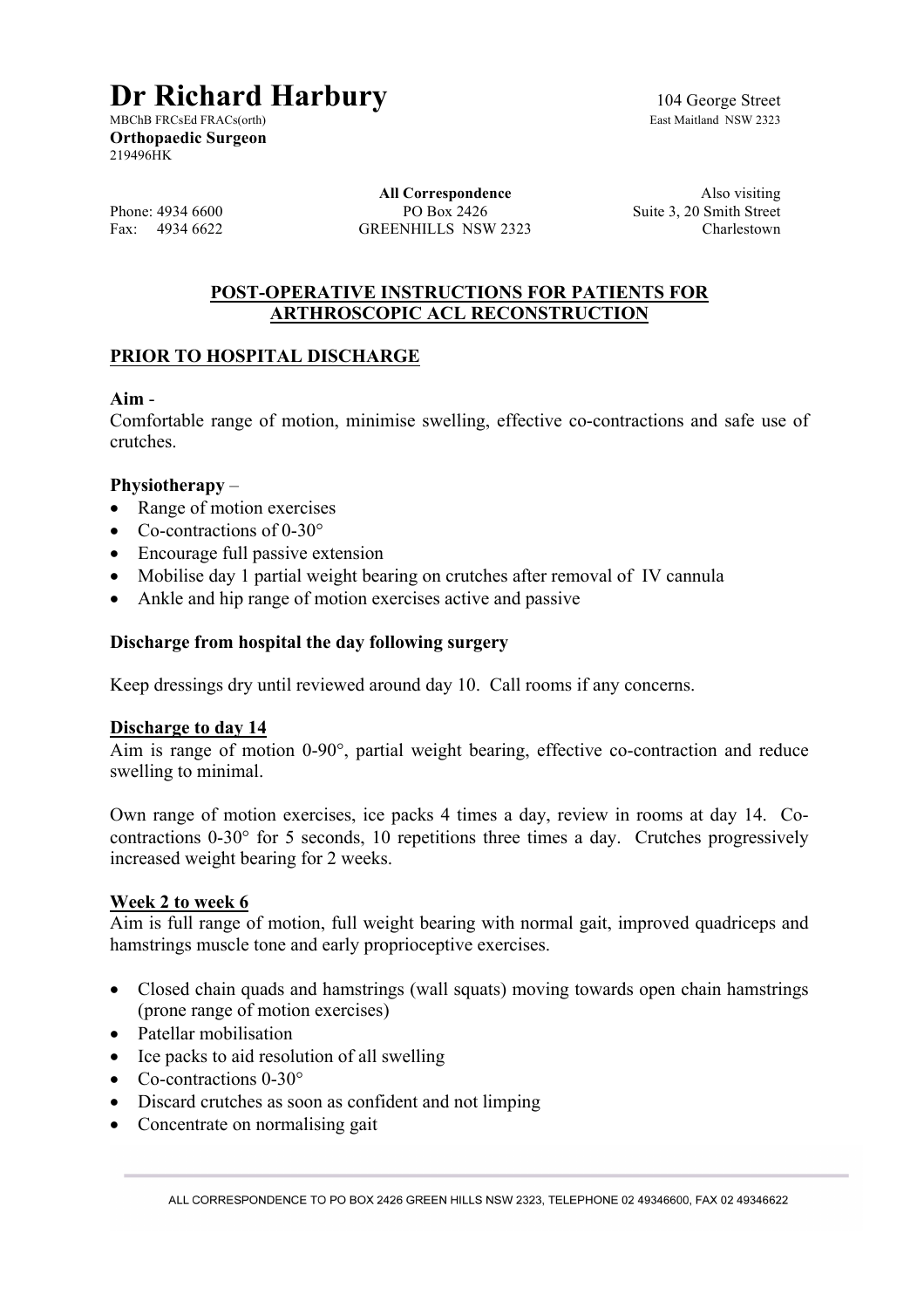# Dr Richard Harbury

MBChB FRCsEd FRACs(orth)
**Orthopaedic Surgeon**
219496HK

104 George Street
East Maitland NSW 2323

Phone: 4934 6600
Fax: 4934 6622

**All Correspondence**
PO Box 2426
GREENHILLS NSW 2323

Also visiting
Suite 3, 20 Smith Street
Charlestown

## POST-OPERATIVE INSTRUCTIONS FOR PATIENTS FOR ARTHROSCOPIC ACL RECONSTRUCTION

### PRIOR TO HOSPITAL DISCHARGE

**Aim** -
Comfortable range of motion, minimise swelling, effective co-contractions and safe use of crutches.

**Physiotherapy** –

- Range of motion exercises
- Co-contractions of 0-30°
- Encourage full passive extension
- Mobilise day 1 partial weight bearing on crutches after removal of IV cannula
- Ankle and hip range of motion exercises active and passive

**Discharge from hospital the day following surgery**

Keep dressings dry until reviewed around day 10. Call rooms if any concerns.

### Discharge to day 14

Aim is range of motion 0-90°, partial weight bearing, effective co-contraction and reduce swelling to minimal.

Own range of motion exercises, ice packs 4 times a day, review in rooms at day 14. Co-contractions 0-30° for 5 seconds, 10 repetitions three times a day. Crutches progressively increased weight bearing for 2 weeks.

### Week 2 to week 6

Aim is full range of motion, full weight bearing with normal gait, improved quadriceps and hamstrings muscle tone and early proprioceptive exercises.

- Closed chain quads and hamstrings (wall squats) moving towards open chain hamstrings (prone range of motion exercises)
- Patellar mobilisation
- Ice packs to aid resolution of all swelling
- Co-contractions 0-30°
- Discard crutches as soon as confident and not limping
- Concentrate on normalising gait

ALL CORRESPONDENCE TO PO BOX 2426 GREEN HILLS NSW 2323, TELEPHONE 02 49346600, FAX 02 49346622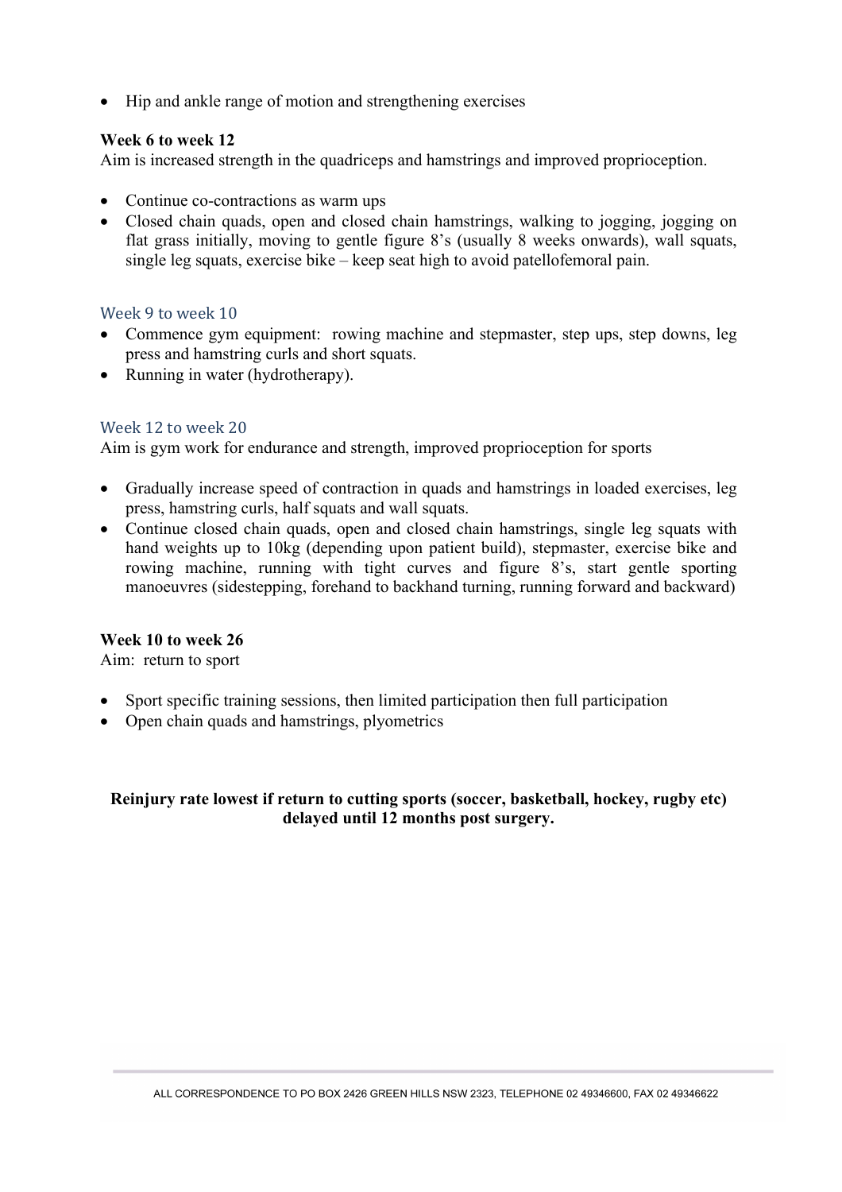- Hip and ankle range of motion and strengthening exercises

**Week 6 to week 12**

Aim is increased strength in the quadriceps and hamstrings and improved proprioception.

- Continue co-contractions as warm ups
- Closed chain quads, open and closed chain hamstrings, walking to jogging, jogging on flat grass initially, moving to gentle figure 8's (usually 8 weeks onwards), wall squats, single leg squats, exercise bike – keep seat high to avoid patellofemoral pain.

### Week 9 to week 10

- Commence gym equipment: rowing machine and stepmaster, step ups, step downs, leg press and hamstring curls and short squats.
- Running in water (hydrotherapy).

### Week 12 to week 20

Aim is gym work for endurance and strength, improved proprioception for sports

- Gradually increase speed of contraction in quads and hamstrings in loaded exercises, leg press, hamstring curls, half squats and wall squats.
- Continue closed chain quads, open and closed chain hamstrings, single leg squats with hand weights up to 10kg (depending upon patient build), stepmaster, exercise bike and rowing machine, running with tight curves and figure 8's, start gentle sporting manoeuvres (sidestepping, forehand to backhand turning, running forward and backward)

**Week 10 to week 26**

Aim: return to sport

- Sport specific training sessions, then limited participation then full participation
- Open chain quads and hamstrings, plyometrics

**Reinjury rate lowest if return to cutting sports (soccer, basketball, hockey, rugby etc) delayed until 12 months post surgery.**

ALL CORRESPONDENCE TO PO BOX 2426 GREEN HILLS NSW 2323, TELEPHONE 02 49346600, FAX 02 49346622